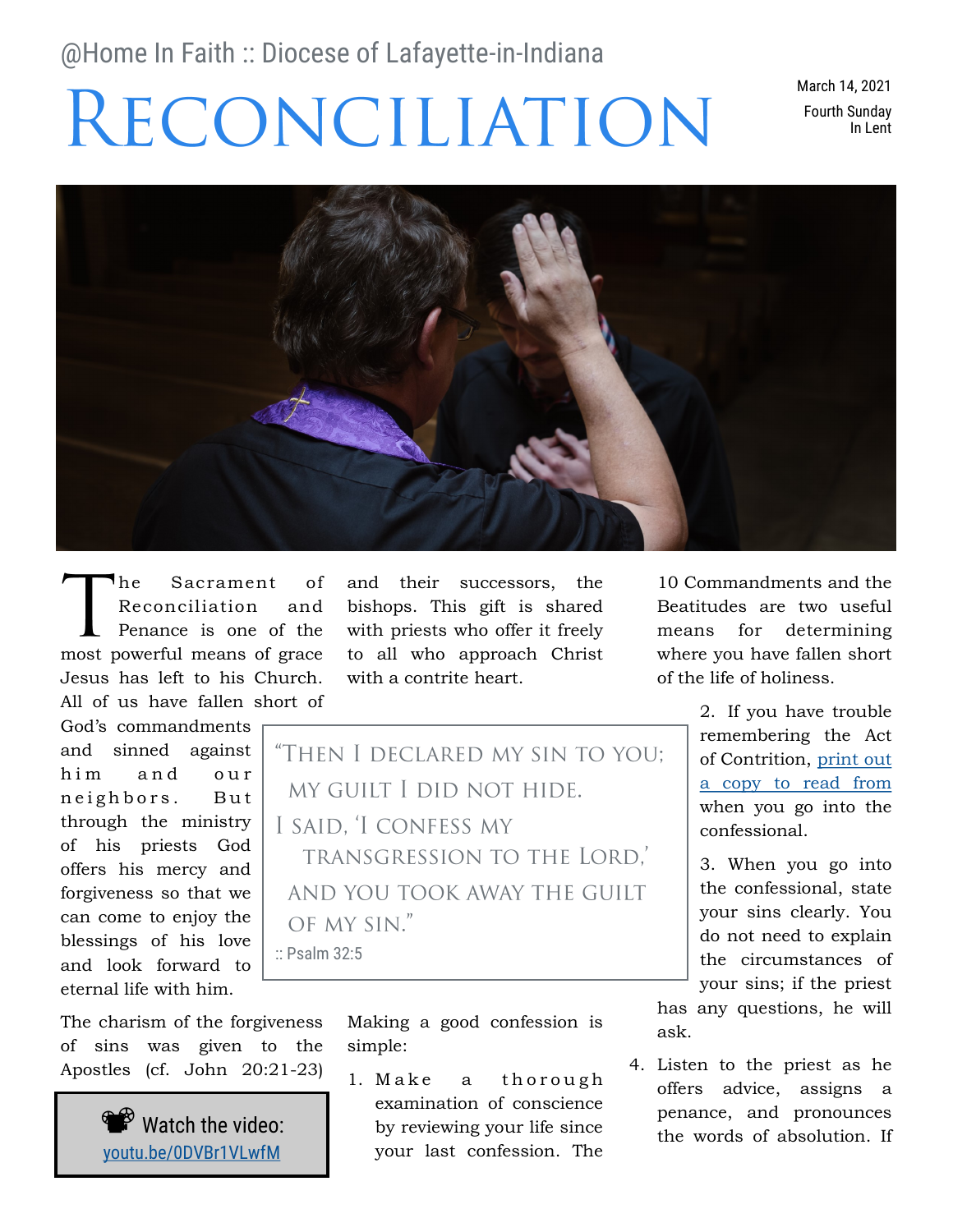@Home In Faith :: Diocese of Lafayette-in-Indiana

# Reconciliation

March 14, 2021
Fourth Sunday In Lent

The Sacrament of Reconciliation and Penance is one of the most powerful means of grace Jesus has left to his Church. All of us have fallen short of God's commandments and sinned against him and our neighbors. But through the ministry of his priests God offers his mercy and forgiveness so that we can come to enjoy the blessings of his love and look forward to eternal life with him.

The charism of the forgiveness of sins was given to the Apostles (cf. John 20:21-23) and their successors, the bishops. This gift is shared with priests who offer it freely to all who approach Christ with a contrite heart.

> "Then I declared my sin to you;
> my guilt I did not hide.
> I said, 'I confess my
> transgression to the Lord,'
> and you took away the guilt
> of my sin."
> :: Psalm 32:5

**Watch the video:** [youtu.be/0DVBr1VLwfM](https://youtu.be/0DVBr1VLwfM)

Making a good confession is simple:

1. Make a thorough examination of conscience by reviewing your life since your last confession. The 10 Commandments and the Beatitudes are two useful means for determining where you have fallen short of the life of holiness.
2. If you have trouble remembering the Act of Contrition, [print out a copy to read from]() when you go into the confessional.
3. When you go into the confessional, state your sins clearly. You do not need to explain the circumstances of your sins; if the priest has any questions, he will ask.
4. Listen to the priest as he offers advice, assigns a penance, and pronounces the words of absolution. If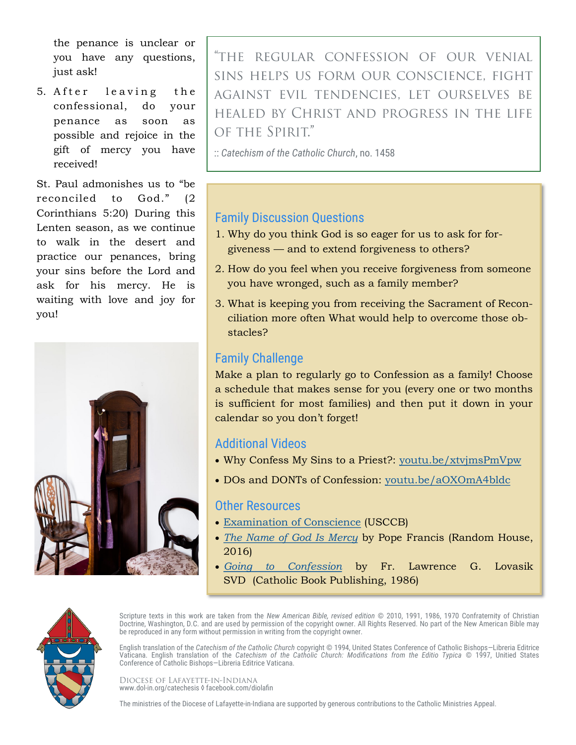the penance is unclear or you have any questions, just ask!

5. After leaving the confessional, do your penance as soon as possible and rejoice in the gift of mercy you have received!

St. Paul admonishes us to "be reconciled to God." (2 Corinthians 5:20) During this Lenten season, as we continue to walk in the desert and practice our penances, bring your sins before the Lord and ask for his mercy. He is waiting with love and joy for you!

> "The regular confession of our venial sins helps us form our conscience, fight against evil tendencies, let ourselves be healed by Christ and progress in the life of the Spirit."
>
> :: *Catechism of the Catholic Church*, no. 1458

## Family Discussion Questions

1. Why do you think God is so eager for us to ask for forgiveness — and to extend forgiveness to others?
2. How do you feel when you receive forgiveness from someone you have wronged, such as a family member?
3. What is keeping you from receiving the Sacrament of Reconciliation more often What would help to overcome those obstacles?

## Family Challenge

Make a plan to regularly go to Confession as a family! Choose a schedule that makes sense for you (every one or two months is sufficient for most families) and then put it down in your calendar so you don't forget!

## Additional Videos

- Why Confess My Sins to a Priest?: youtu.be/xtvjmsPmVpw
- DOs and DONTs of Confession: youtu.be/aOXOmA4bldc

## Other Resources

- Examination of Conscience (USCCB)
- *The Name of God Is Mercy* by Pope Francis (Random House, 2016)
- *Going to Confession* by Fr. Lawrence G. Lovasik SVD (Catholic Book Publishing, 1986)

Scripture texts in this work are taken from the *New American Bible, revised edition* © 2010, 1991, 1986, 1970 Confraternity of Christian Doctrine, Washington, D.C. and are used by permission of the copyright owner. All Rights Reserved. No part of the New American Bible may be reproduced in any form without permission in writing from the copyright owner.

English translation of the *Catechism of the Catholic Church* copyright © 1994, United States Conference of Catholic Bishops—Libreria Editrice Vaticana. English translation of the *Catechism of the Catholic Church: Modifications from the Editio Typica* © 1997, Unitied States Conference of Catholic Bishops—Libreria Editrice Vaticana.

Diocese of Lafayette-in-Indiana
www.dol-in.org/catechesis ◊ facebook.com/diolafin

The ministries of the Diocese of Lafayette-in-Indiana are supported by generous contributions to the Catholic Ministries Appeal.